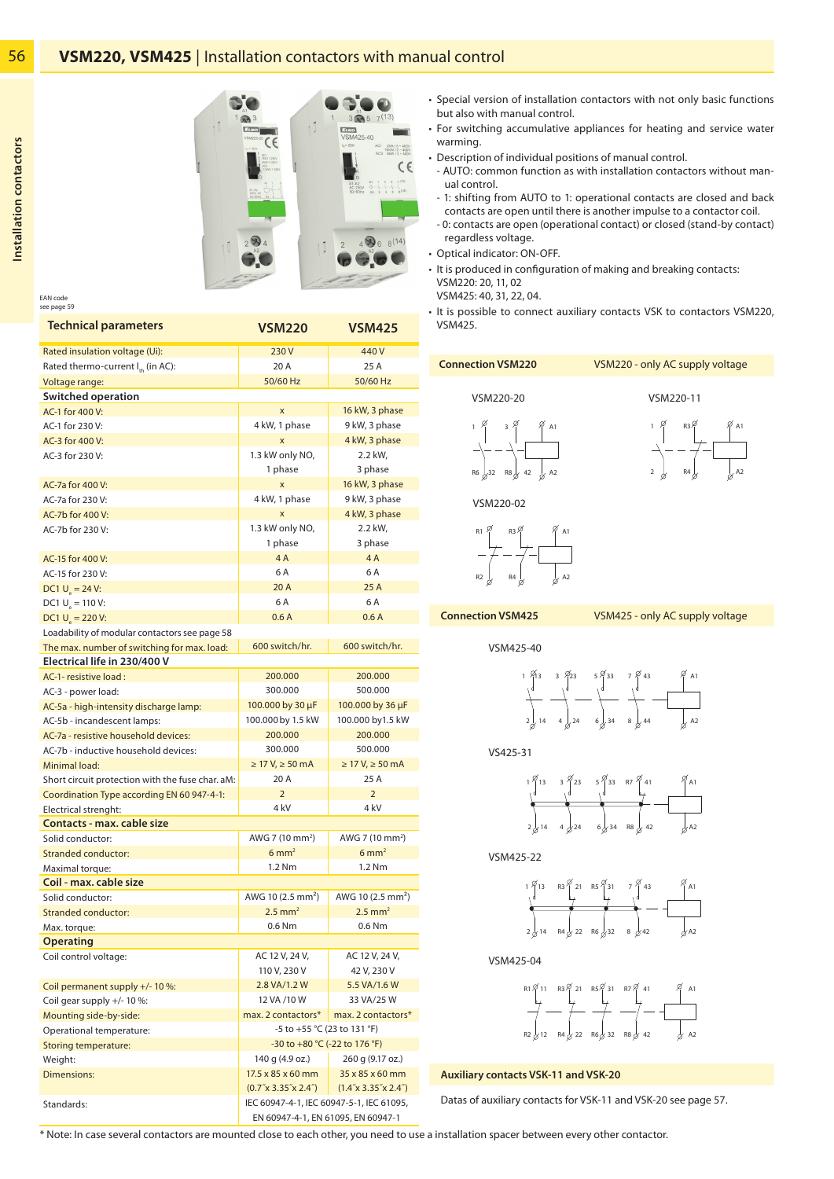# VSM220, VSM425 | Installation contactors with manual control

EAN code see page 59

- Special version of installation contactors with not only basic functions but also with manual control.
- For switching accumulative appliances for heating and service water warming.
- Description of individual positions of manual control.
  - AUTO: common function as with installation contactors without manual control.
  - 1: shifting from AUTO to 1: operational contacts are closed and back contacts are open until there is another impulse to a contactor coil.
  - 0: contacts are open (operational contact) or closed (stand-by contact) regardless voltage.
- Optical indicator: ON-OFF.
- It is produced in configuration of making and breaking contacts: VSM220: 20, 11, 02; VSM425: 40, 31, 22, 04.
- It is possible to connect auxiliary contacts VSK to contactors VSM220, VSM425.

| Technical parameters | VSM220 | VSM425 |
|---|---|---|
| Rated insulation voltage (Ui): | 230 V | 440 V |
| Rated thermo-current $I_{th}$ (in AC): | 20 A | 25 A |
| Voltage range: | 50/60 Hz | 50/60 Hz |
| **Switched operation** | | |
| AC-1 for 400 V: | x | 16 kW, 3 phase |
| AC-1 for 230 V: | 4 kW, 1 phase | 9 kW, 3 phase |
| AC-3 for 400 V: | x | 4 kW, 3 phase |
| AC-3 for 230 V: | 1.3 kW only NO, 1 phase | 2.2 kW, 3 phase |
| AC-7a for 400 V: | x | 16 kW, 3 phase |
| AC-7a for 230 V: | 4 kW, 1 phase | 9 kW, 3 phase |
| AC-7b for 400 V: | x | 4 kW, 3 phase |
| AC-7b for 230 V: | 1.3 kW only NO, 1 phase | 2.2 kW, 3 phase |
| AC-15 for 400 V: | 4 A | 4 A |
| AC-15 for 230 V: | 6 A | 6 A |
| DC1 $U_e$ = 24 V: | 20 A | 25 A |
| DC1 $U_e$ = 110 V: | 6 A | 6 A |
| DC1 $U_e$ = 220 V: | 0.6 A | 0.6 A |
| Loadability of modular contactors see page 58 | | |
| The max. number of switching for max. load: | 600 switch/hr. | 600 switch/hr. |
| **Electrical life in 230/400 V** | | |
| AC-1- resistive load : | 200.000 | 200.000 |
| AC-3 - power load: | 300.000 | 500.000 |
| AC-5a - high-intensity discharge lamp: | 100.000 by 30 µF | 100.000 by 36 µF |
| AC-5b - incandescent lamps: | 100.000 by 1.5 kW | 100.000 by1.5 kW |
| AC-7a - resistive household devices: | 200.000 | 200.000 |
| AC-7b - inductive household devices: | 300.000 | 500.000 |
| Minimal load: | ≥ 17 V, ≥ 50 mA | ≥ 17 V, ≥ 50 mA |
| Short circuit protection with the fuse char. aM: | 20 A | 25 A |
| Coordination Type according EN 60 947-4-1: | 2 | 2 |
| Electrical strenght: | 4 kV | 4 kV |
| **Contacts - max. cable size** | | |
| Solid conductor: | AWG 7 (10 mm²) | AWG 7 (10 mm²) |
| Stranded conductor: | 6 mm² | 6 mm² |
| Maximal torque: | 1.2 Nm | 1.2 Nm |
| **Coil - max. cable size** | | |
| Solid conductor: | AWG 10 (2.5 mm²) | AWG 10 (2.5 mm²) |
| Stranded conductor: | 2.5 mm² | 2.5 mm² |
| Max. torque: | 0.6 Nm | 0.6 Nm |
| **Operating** | | |
| Coil control voltage: | AC 12 V, 24 V, 110 V, 230 V | AC 12 V, 24 V, 42 V, 230 V |
| Coil permanent supply +/- 10 %: | 2.8 VA/1.2 W | 5.5 VA/1.6 W |
| Coil gear supply +/- 10 %: | 12 VA /10 W | 33 VA/25 W |
| Mounting side-by-side: | max. 2 contactors* | max. 2 contactors* |
| Operational temperature: | -5 to +55 °C (23 to 131 °F) | |
| Storing temperature: | -30 to +80 °C (-22 to 176 °F) | |
| Weight: | 140 g (4.9 oz.) | 260 g (9.17 oz.) |
| Dimensions: | 17.5 x 85 x 60 mm (0.7˝x 3.35˝x 2.4˝) | 35 x 85 x 60 mm (1.4˝x 3.35˝x 2.4˝) |
| Standards: | IEC 60947-4-1, IEC 60947-5-1, IEC 61095, EN 60947-4-1, EN 61095, EN 60947-1 | |

\* Note: In case several contactors are mounted close to each other, you need to use a installation spacer between every other contactor.

## Connection VSM220

VSM220 - only AC supply voltage

VSM220-20

VSM220-11

VSM220-02

## Connection VSM425

VSM425 - only AC supply voltage

VSM425-40

VS425-31

VSM425-22

VSM425-04

## Auxiliary contacts VSK-11 and VSK-20

Datas of auxiliary contacts for VSK-11 and VSK-20 see page 57.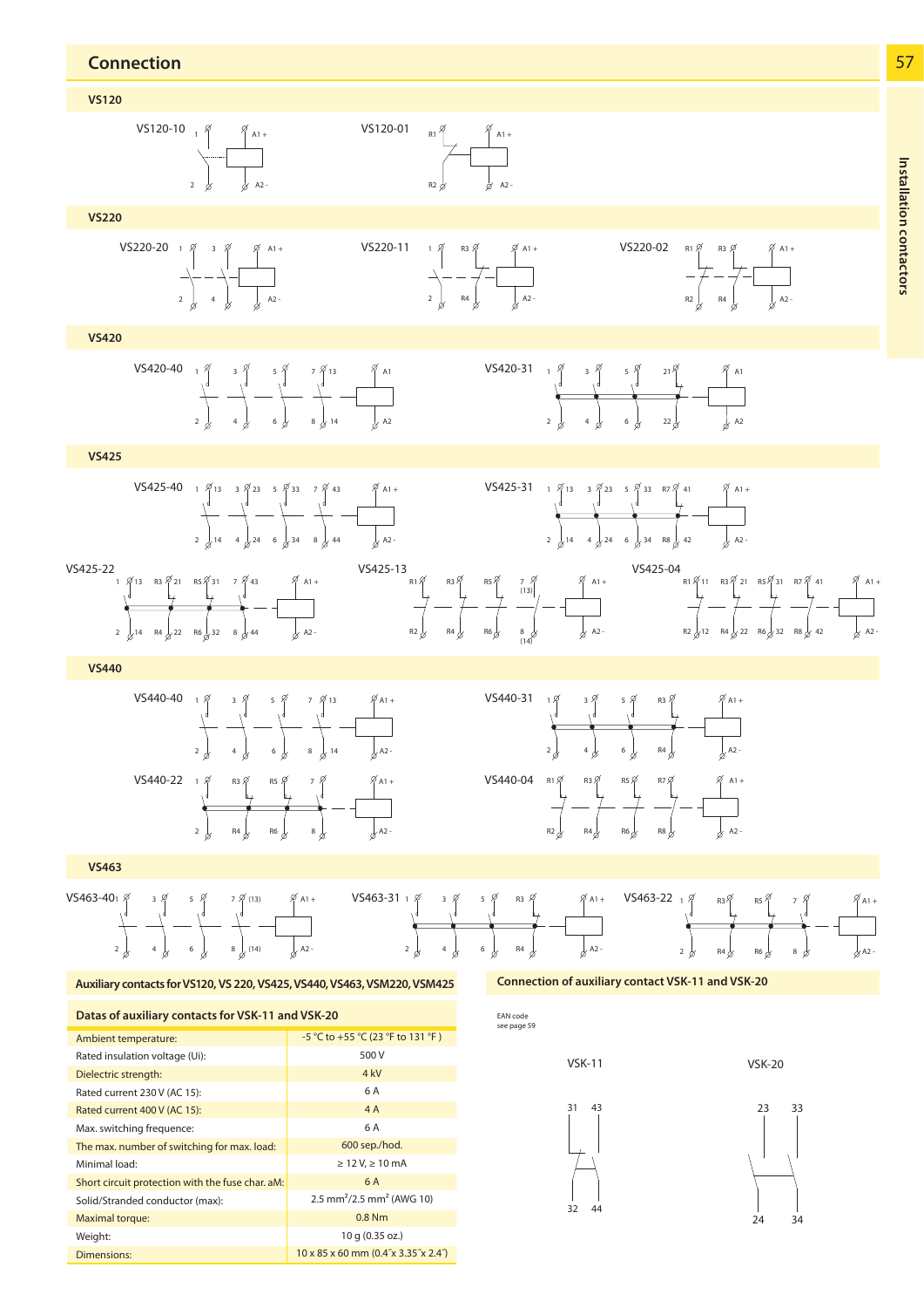## Connection

### VS120

VS120-10

1 A1 +

2 A2 -

VS120-01

R1 A1 +

R2 A2 -

### VS220

VS220-20

1 3 A1 +

2 4 A2 -

VS220-11

1 R3 A1 +

2 R4 A2 -

VS220-02

R1 R3 A1 +

R2 R4 A2 -

### VS420

VS420-40

1 3 5 7 13 A1

2 4 6 8 14 A2

VS420-31

1 3 5 21 A1

2 4 6 22 A2

### VS425

VS425-40

1 13 3 23 5 33 7 43 A1 +

2 14 4 24 6 34 8 44 A2 -

VS425-31

1 13 3 23 5 33 R7 41 A1 +

2 14 4 24 6 34 R8 42 A2 -

VS425-22

1 13 R3 21 R5 31 7 43 A1 +

2 14 R4 22 R6 32 8 44 A2 -

VS425-13

R1 R3 R5 7 (13) A1 +

R2 R4 R6 8 (14) A2 -

VS425-04

R1 11 R3 21 R5 31 R7 41 A1 +

R2 12 R4 22 R6 32 R8 42 A2 -

### VS440

VS440-40

1 3 5 7 13 A1 +

2 4 6 8 14 A2 -

VS440-31

1 3 5 R3 A1 +

2 4 6 R4 A2 -

VS440-22

1 R3 R5 7 A1 +

2 R4 R6 8 A2 -

VS440-04

R1 R3 R5 R7 A1 +

R2 R4 R6 R8 A2 -

### VS463

VS463-40

1 3 5 7 (13) A1 +

2 4 6 8 (14) A2 -

VS463-31

1 3 5 R3 A1 +

2 4 6 R4 A2 -

VS463-22

1 R3 R5 7 A1 +

2 R4 R6 8 A2 -

### Auxiliary contacts for VS120, VS 220, VS425, VS440, VS463, VSM220, VSM425

#### Datas of auxiliary contacts for VSK-11 and VSK-20

| | |
|---|---|
| Ambient temperature: | -5 °C to +55 °C (23 °F to 131 °F ) |
| Rated insulation voltage (Ui): | 500 V |
| Dielectric strength: | 4 kV |
| Rated current 230 V (AC 15): | 6 A |
| Rated current 400 V (AC 15): | 4 A |
| Max. switching frequence: | 6 A |
| The max. number of switching for max. load: | 600 sep./hod. |
| Minimal load: | ≥ 12 V, ≥ 10 mA |
| Short circuit protection with the fuse char. aM: | 6 A |
| Solid/Stranded conductor (max): | 2.5 mm²/2.5 mm² (AWG 10) |
| Maximal torque: | 0.8 Nm |
| Weight: | 10 g (0.35 oz.) |
| Dimensions: | 10 x 85 x 60 mm (0.4˝x 3.35˝x 2.4˝) |

### Connection of auxiliary contact VSK-11 and VSK-20

EAN code
see page 59

VSK-11

31 43

32 44

VSK-20

23 33

24 34